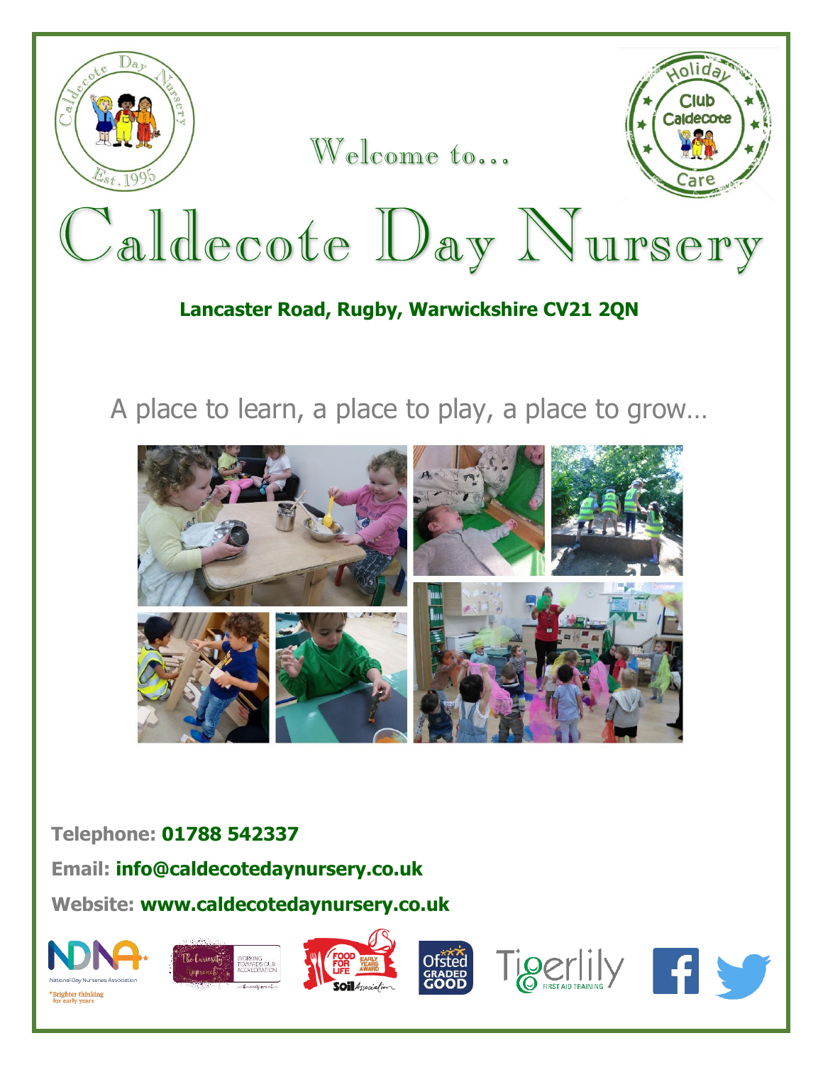Welcome to…

# Caldecote Day Nursery

**Lancaster Road, Rugby, Warwickshire CV21 2QN**

A place to learn, a place to play, a place to grow…

**Telephone: 01788 542337**

**Email: info@caldecotedaynursery.co.uk**

**Website: www.caldecotedaynursery.co.uk**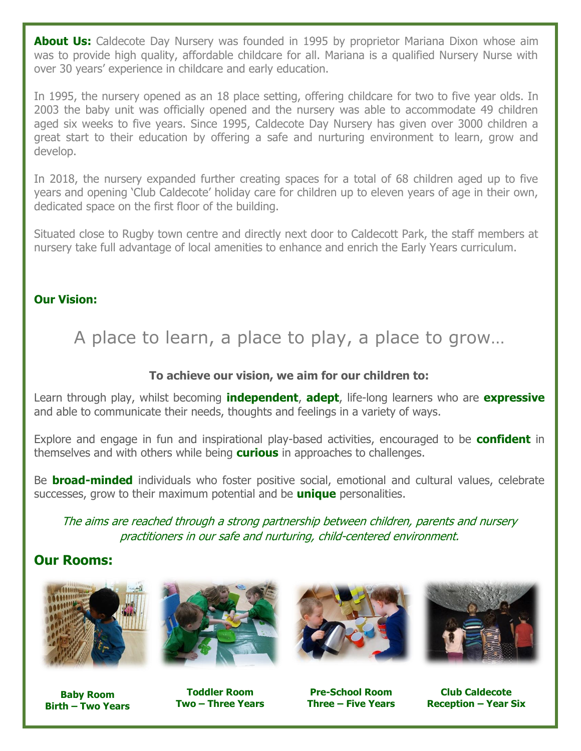**About Us:** Caldecote Day Nursery was founded in 1995 by proprietor Mariana Dixon whose aim was to provide high quality, affordable childcare for all. Mariana is a qualified Nursery Nurse with over 30 years' experience in childcare and early education.

In 1995, the nursery opened as an 18 place setting, offering childcare for two to five year olds. In 2003 the baby unit was officially opened and the nursery was able to accommodate 49 children aged six weeks to five years. Since 1995, Caldecote Day Nursery has given over 3000 children a great start to their education by offering a safe and nurturing environment to learn, grow and develop.

In 2018, the nursery expanded further creating spaces for a total of 68 children aged up to five years and opening 'Club Caldecote' holiday care for children up to eleven years of age in their own, dedicated space on the first floor of the building.

Situated close to Rugby town centre and directly next door to Caldecott Park, the staff members at nursery take full advantage of local amenities to enhance and enrich the Early Years curriculum.

## Our Vision:

A place to learn, a place to play, a place to grow…

**To achieve our vision, we aim for our children to:**

Learn through play, whilst becoming **independent**, **adept**, life-long learners who are **expressive** and able to communicate their needs, thoughts and feelings in a variety of ways.

Explore and engage in fun and inspirational play-based activities, encouraged to be **confident** in themselves and with others while being **curious** in approaches to challenges.

Be **broad-minded** individuals who foster positive social, emotional and cultural values, celebrate successes, grow to their maximum potential and be **unique** personalities.

*The aims are reached through a strong partnership between children, parents and nursery practitioners in our safe and nurturing, child-centered environment.*

## Our Rooms:

**Baby Room**
**Birth – Two Years**

**Toddler Room**
**Two – Three Years**

**Pre-School Room**
**Three – Five Years**

**Club Caldecote**
**Reception – Year Six**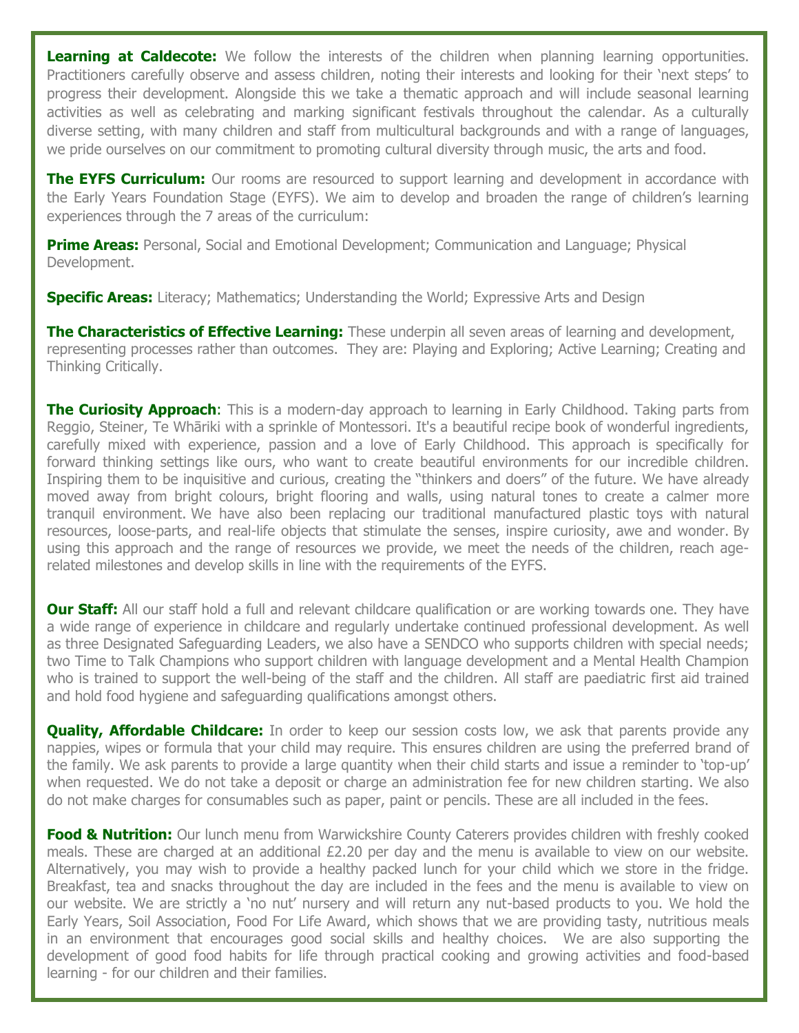**Learning at Caldecote:** We follow the interests of the children when planning learning opportunities. Practitioners carefully observe and assess children, noting their interests and looking for their 'next steps' to progress their development. Alongside this we take a thematic approach and will include seasonal learning activities as well as celebrating and marking significant festivals throughout the calendar. As a culturally diverse setting, with many children and staff from multicultural backgrounds and with a range of languages, we pride ourselves on our commitment to promoting cultural diversity through music, the arts and food.

**The EYFS Curriculum:** Our rooms are resourced to support learning and development in accordance with the Early Years Foundation Stage (EYFS). We aim to develop and broaden the range of children's learning experiences through the 7 areas of the curriculum:

**Prime Areas:** Personal, Social and Emotional Development; Communication and Language; Physical Development.

**Specific Areas:** Literacy; Mathematics; Understanding the World; Expressive Arts and Design

**The Characteristics of Effective Learning:** These underpin all seven areas of learning and development, representing processes rather than outcomes. They are: Playing and Exploring; Active Learning; Creating and Thinking Critically.

**The Curiosity Approach**: This is a modern-day approach to learning in Early Childhood. Taking parts from Reggio, Steiner, Te Whāriki with a sprinkle of Montessori. It's a beautiful recipe book of wonderful ingredients, carefully mixed with experience, passion and a love of Early Childhood. This approach is specifically for forward thinking settings like ours, who want to create beautiful environments for our incredible children. Inspiring them to be inquisitive and curious, creating the "thinkers and doers" of the future. We have already moved away from bright colours, bright flooring and walls, using natural tones to create a calmer more tranquil environment. We have also been replacing our traditional manufactured plastic toys with natural resources, loose-parts, and real-life objects that stimulate the senses, inspire curiosity, awe and wonder. By using this approach and the range of resources we provide, we meet the needs of the children, reach age-related milestones and develop skills in line with the requirements of the EYFS.

**Our Staff:** All our staff hold a full and relevant childcare qualification or are working towards one. They have a wide range of experience in childcare and regularly undertake continued professional development. As well as three Designated Safeguarding Leaders, we also have a SENDCO who supports children with special needs; two Time to Talk Champions who support children with language development and a Mental Health Champion who is trained to support the well-being of the staff and the children. All staff are paediatric first aid trained and hold food hygiene and safeguarding qualifications amongst others.

**Quality, Affordable Childcare:** In order to keep our session costs low, we ask that parents provide any nappies, wipes or formula that your child may require. This ensures children are using the preferred brand of the family. We ask parents to provide a large quantity when their child starts and issue a reminder to 'top-up' when requested. We do not take a deposit or charge an administration fee for new children starting. We also do not make charges for consumables such as paper, paint or pencils. These are all included in the fees.

**Food & Nutrition:** Our lunch menu from Warwickshire County Caterers provides children with freshly cooked meals. These are charged at an additional £2.20 per day and the menu is available to view on our website. Alternatively, you may wish to provide a healthy packed lunch for your child which we store in the fridge. Breakfast, tea and snacks throughout the day are included in the fees and the menu is available to view on our website. We are strictly a 'no nut' nursery and will return any nut-based products to you. We hold the Early Years, Soil Association, Food For Life Award, which shows that we are providing tasty, nutritious meals in an environment that encourages good social skills and healthy choices. We are also supporting the development of good food habits for life through practical cooking and growing activities and food-based learning - for our children and their families.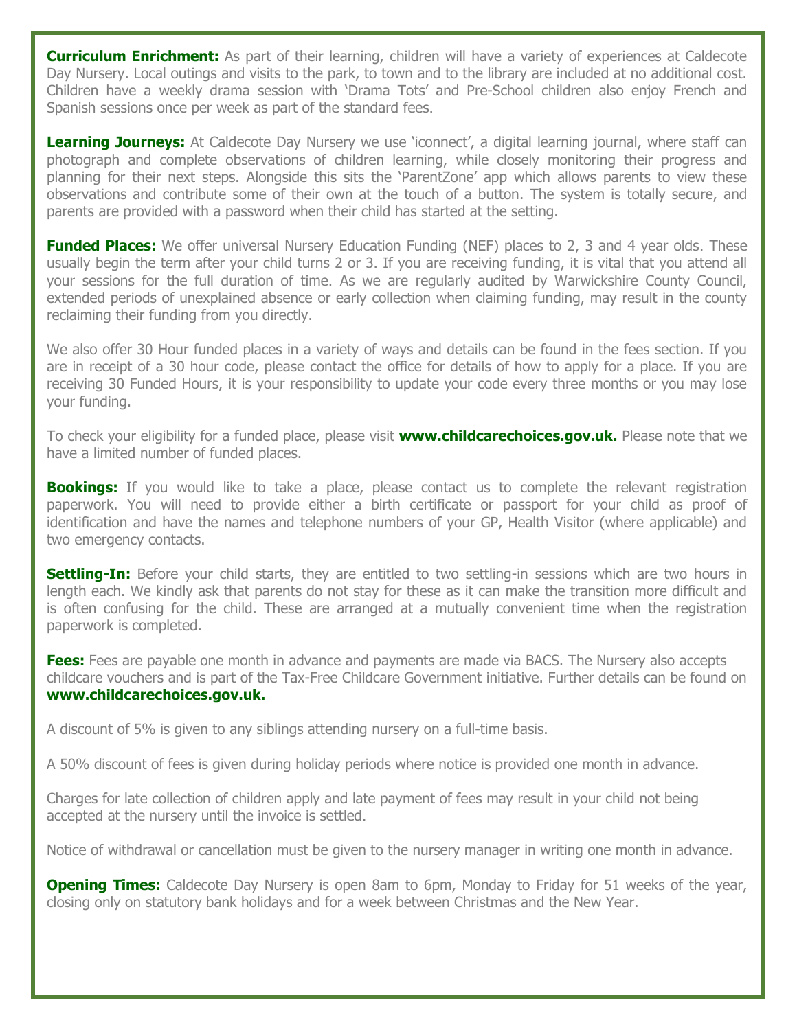**Curriculum Enrichment:** As part of their learning, children will have a variety of experiences at Caldecote Day Nursery. Local outings and visits to the park, to town and to the library are included at no additional cost. Children have a weekly drama session with 'Drama Tots' and Pre-School children also enjoy French and Spanish sessions once per week as part of the standard fees.

**Learning Journeys:** At Caldecote Day Nursery we use 'iconnect', a digital learning journal, where staff can photograph and complete observations of children learning, while closely monitoring their progress and planning for their next steps. Alongside this sits the 'ParentZone' app which allows parents to view these observations and contribute some of their own at the touch of a button. The system is totally secure, and parents are provided with a password when their child has started at the setting.

**Funded Places:** We offer universal Nursery Education Funding (NEF) places to 2, 3 and 4 year olds. These usually begin the term after your child turns 2 or 3. If you are receiving funding, it is vital that you attend all your sessions for the full duration of time. As we are regularly audited by Warwickshire County Council, extended periods of unexplained absence or early collection when claiming funding, may result in the county reclaiming their funding from you directly.

We also offer 30 Hour funded places in a variety of ways and details can be found in the fees section. If you are in receipt of a 30 hour code, please contact the office for details of how to apply for a place. If you are receiving 30 Funded Hours, it is your responsibility to update your code every three months or you may lose your funding.

To check your eligibility for a funded place, please visit **www.childcarechoices.gov.uk.** Please note that we have a limited number of funded places.

**Bookings:** If you would like to take a place, please contact us to complete the relevant registration paperwork. You will need to provide either a birth certificate or passport for your child as proof of identification and have the names and telephone numbers of your GP, Health Visitor (where applicable) and two emergency contacts.

**Settling-In:** Before your child starts, they are entitled to two settling-in sessions which are two hours in length each. We kindly ask that parents do not stay for these as it can make the transition more difficult and is often confusing for the child. These are arranged at a mutually convenient time when the registration paperwork is completed.

**Fees:** Fees are payable one month in advance and payments are made via BACS. The Nursery also accepts childcare vouchers and is part of the Tax-Free Childcare Government initiative. Further details can be found on **www.childcarechoices.gov.uk.**

A discount of 5% is given to any siblings attending nursery on a full-time basis.

A 50% discount of fees is given during holiday periods where notice is provided one month in advance.

Charges for late collection of children apply and late payment of fees may result in your child not being accepted at the nursery until the invoice is settled.

Notice of withdrawal or cancellation must be given to the nursery manager in writing one month in advance.

**Opening Times:** Caldecote Day Nursery is open 8am to 6pm, Monday to Friday for 51 weeks of the year, closing only on statutory bank holidays and for a week between Christmas and the New Year.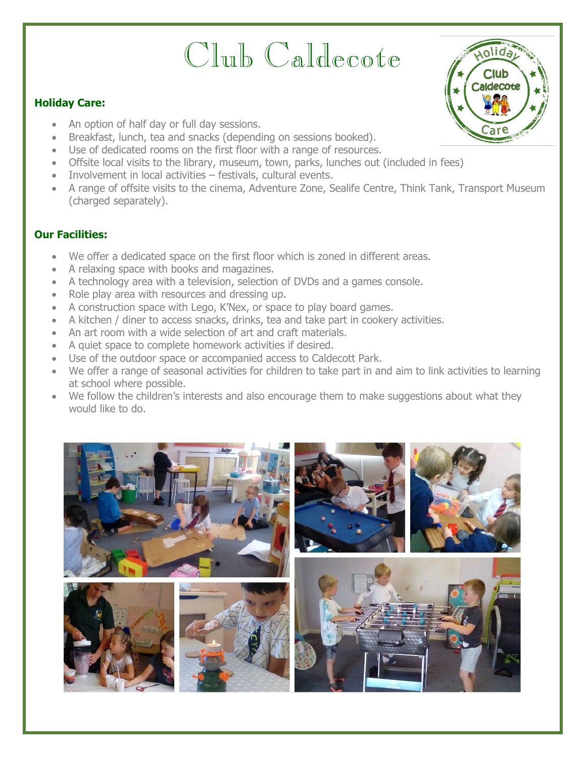# Club Caldecote

### Holiday Care:

- An option of half day or full day sessions.
- Breakfast, lunch, tea and snacks (depending on sessions booked).
- Use of dedicated rooms on the first floor with a range of resources.
- Offsite local visits to the library, museum, town, parks, lunches out (included in fees)
- Involvement in local activities – festivals, cultural events.
- A range of offsite visits to the cinema, Adventure Zone, Sealife Centre, Think Tank, Transport Museum (charged separately).

### Our Facilities:

- We offer a dedicated space on the first floor which is zoned in different areas.
- A relaxing space with books and magazines.
- A technology area with a television, selection of DVDs and a games console.
- Role play area with resources and dressing up.
- A construction space with Lego, K'Nex, or space to play board games.
- A kitchen / diner to access snacks, drinks, tea and take part in cookery activities.
- An art room with a wide selection of art and craft materials.
- A quiet space to complete homework activities if desired.
- Use of the outdoor space or accompanied access to Caldecott Park.
- We offer a range of seasonal activities for children to take part in and aim to link activities to learning at school where possible.
- We follow the children's interests and also encourage them to make suggestions about what they would like to do.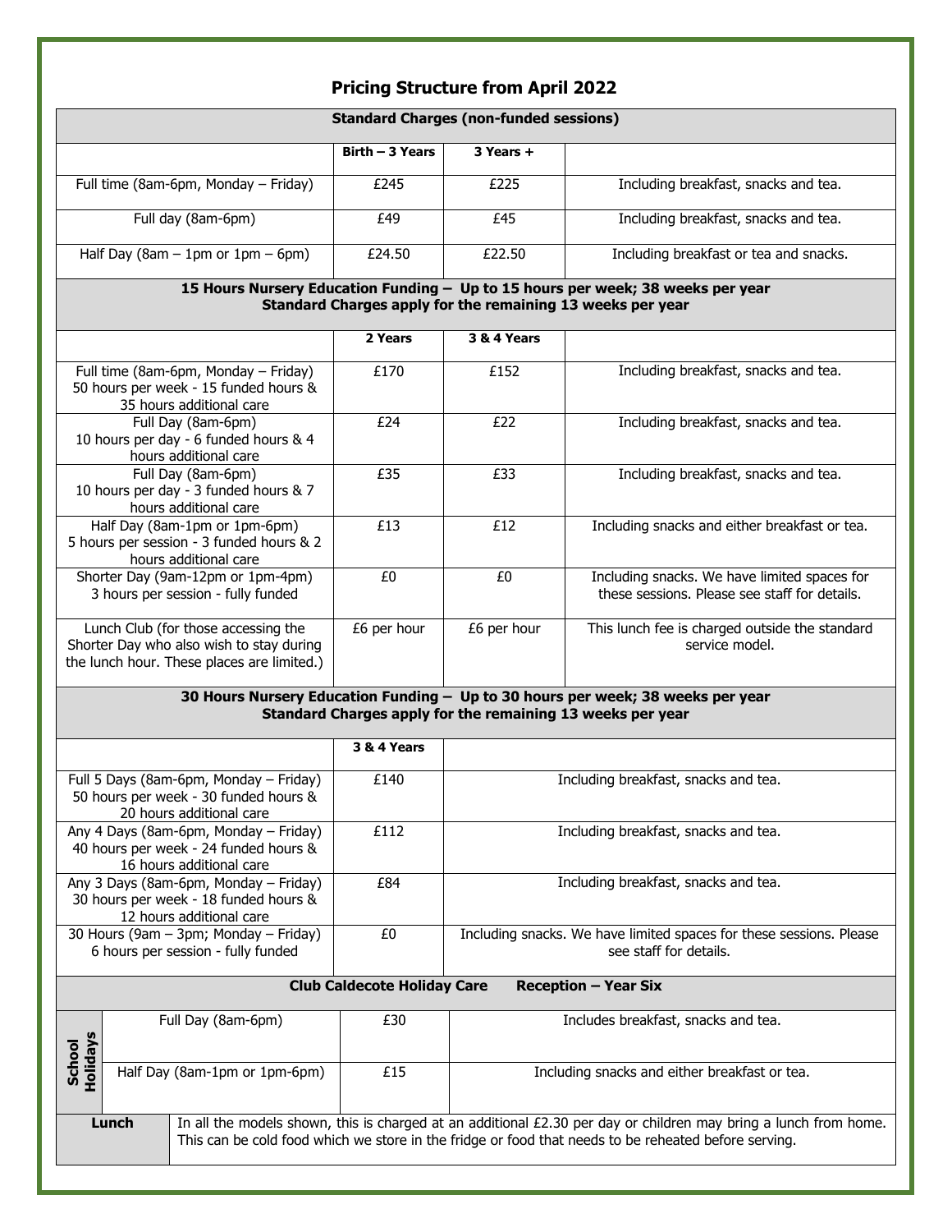## Pricing Structure from April 2022

| Standard Charges (non-funded sessions) | | | |
|---|---|---|---|
| | Birth – 3 Years | 3 Years + | |
| Full time (8am-6pm, Monday – Friday) | £245 | £225 | Including breakfast, snacks and tea. |
| Full day (8am-6pm) | £49 | £45 | Including breakfast, snacks and tea. |
| Half Day (8am – 1pm or 1pm – 6pm) | £24.50 | £22.50 | Including breakfast or tea and snacks. |
| **15 Hours Nursery Education Funding – Up to 15 hours per week; 38 weeks per year Standard Charges apply for the remaining 13 weeks per year** | | | |
| | 2 Years | 3 & 4 Years | |
| Full time (8am-6pm, Monday – Friday) 50 hours per week - 15 funded hours & 35 hours additional care | £170 | £152 | Including breakfast, snacks and tea. |
| Full Day (8am-6pm) 10 hours per day - 6 funded hours & 4 hours additional care | £24 | £22 | Including breakfast, snacks and tea. |
| Full Day (8am-6pm) 10 hours per day - 3 funded hours & 7 hours additional care | £35 | £33 | Including breakfast, snacks and tea. |
| Half Day (8am-1pm or 1pm-6pm) 5 hours per session - 3 funded hours & 2 hours additional care | £13 | £12 | Including snacks and either breakfast or tea. |
| Shorter Day (9am-12pm or 1pm-4pm) 3 hours per session - fully funded | £0 | £0 | Including snacks. We have limited spaces for these sessions. Please see staff for details. |
| Lunch Club (for those accessing the Shorter Day who also wish to stay during the lunch hour. These places are limited.) | £6 per hour | £6 per hour | This lunch fee is charged outside the standard service model. |

| 30 Hours Nursery Education Funding – Up to 30 hours per week; 38 weeks per year Standard Charges apply for the remaining 13 weeks per year | | |
|---|---|---|
| | 3 & 4 Years | |
| Full 5 Days (8am-6pm, Monday – Friday) 50 hours per week - 30 funded hours & 20 hours additional care | £140 | Including breakfast, snacks and tea. |
| Any 4 Days (8am-6pm, Monday – Friday) 40 hours per week - 24 funded hours & 16 hours additional care | £112 | Including breakfast, snacks and tea. |
| Any 3 Days (8am-6pm, Monday – Friday) 30 hours per week - 18 funded hours & 12 hours additional care | £84 | Including breakfast, snacks and tea. |
| 30 Hours (9am – 3pm; Monday – Friday) 6 hours per session - fully funded | £0 | Including snacks. We have limited spaces for these sessions. Please see staff for details. |

| Club Caldecote Holiday Care | Reception – Year Six | | |
|---|---|---|---|
| School Holidays | Full Day (8am-6pm) | £30 | Includes breakfast, snacks and tea. |
| School Holidays | Half Day (8am-1pm or 1pm-6pm) | £15 | Including snacks and either breakfast or tea. |

| | |
|---|---|
| **Lunch** | In all the models shown, this is charged at an additional £2.30 per day or children may bring a lunch from home. This can be cold food which we store in the fridge or food that needs to be reheated before serving. |